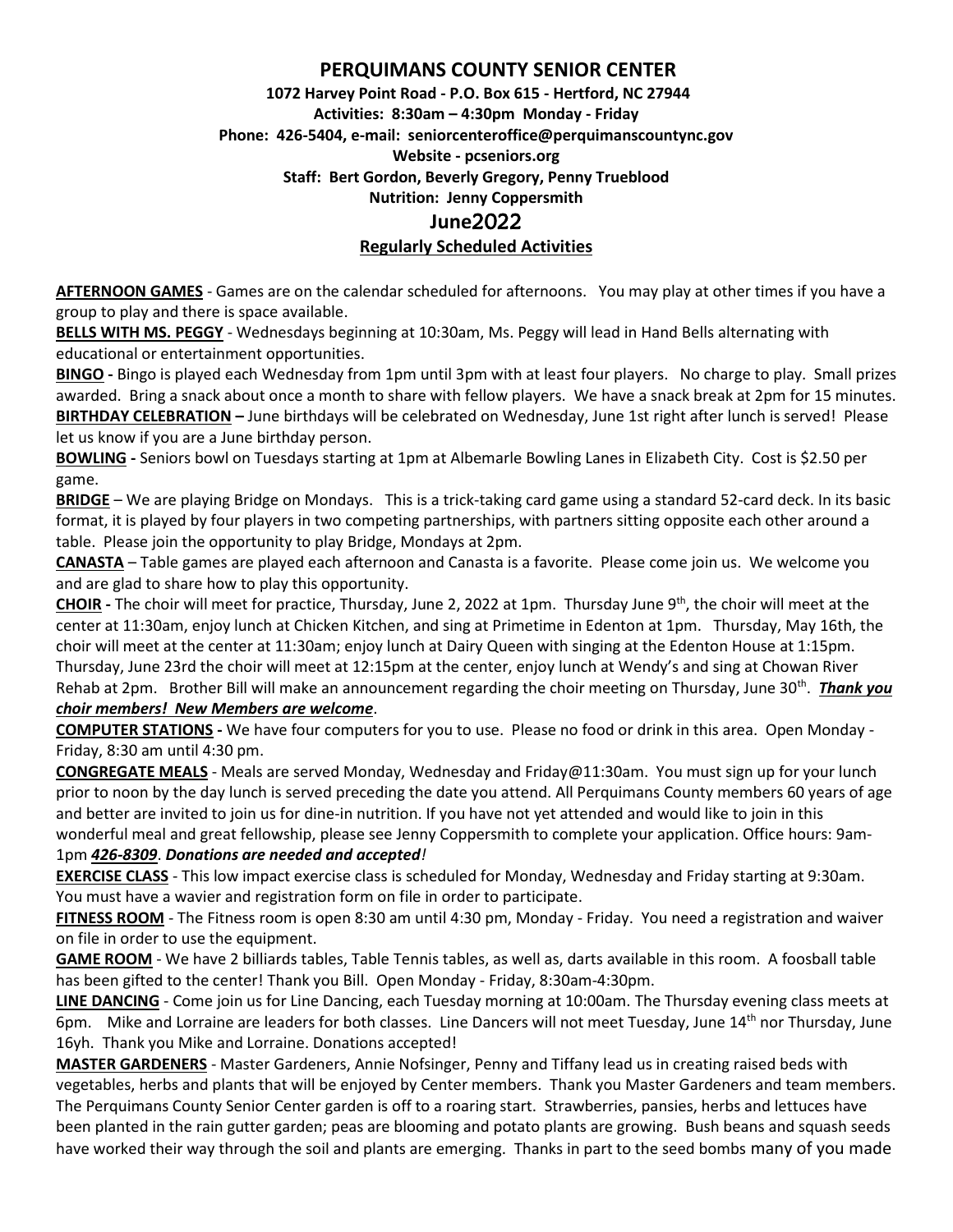# PERQUIMANS COUNTY SENIOR CENTER

**1072 Harvey Point Road - P.O. Box 615 - Hertford, NC 27944**
**Activities: 8:30am – 4:30pm Monday - Friday**
**Phone: 426-5404, e-mail: seniorcenteroffice@perquimanscountync.gov**
**Website - pcseniors.org**
**Staff: Bert Gordon, Beverly Gregory, Penny Trueblood**
**Nutrition: Jenny Coppersmith**

## June2022

### Regularly Scheduled Activities

**AFTERNOON GAMES** - Games are on the calendar scheduled for afternoons. You may play at other times if you have a group to play and there is space available.

**BELLS WITH MS. PEGGY** - Wednesdays beginning at 10:30am, Ms. Peggy will lead in Hand Bells alternating with educational or entertainment opportunities.

**BINGO -** Bingo is played each Wednesday from 1pm until 3pm with at least four players. No charge to play. Small prizes awarded. Bring a snack about once a month to share with fellow players. We have a snack break at 2pm for 15 minutes.

**BIRTHDAY CELEBRATION –** June birthdays will be celebrated on Wednesday, June 1st right after lunch is served! Please let us know if you are a June birthday person.

**BOWLING -** Seniors bowl on Tuesdays starting at 1pm at Albemarle Bowling Lanes in Elizabeth City. Cost is $2.50 per game.

**BRIDGE** – We are playing Bridge on Mondays. This is a trick-taking card game using a standard 52-card deck. In its basic format, it is played by four players in two competing partnerships, with partners sitting opposite each other around a table. Please join the opportunity to play Bridge, Mondays at 2pm.

**CANASTA** – Table games are played each afternoon and Canasta is a favorite. Please come join us. We welcome you and are glad to share how to play this opportunity.

**CHOIR -** The choir will meet for practice, Thursday, June 2, 2022 at 1pm. Thursday June 9th, the choir will meet at the center at 11:30am, enjoy lunch at Chicken Kitchen, and sing at Primetime in Edenton at 1pm. Thursday, May 16th, the choir will meet at the center at 11:30am; enjoy lunch at Dairy Queen with singing at the Edenton House at 1:15pm. Thursday, June 23rd the choir will meet at 12:15pm at the center, enjoy lunch at Wendy's and sing at Chowan River Rehab at 2pm. Brother Bill will make an announcement regarding the choir meeting on Thursday, June 30th. ***Thank you choir members! New Members are welcome***.

**COMPUTER STATIONS -** We have four computers for you to use. Please no food or drink in this area. Open Monday - Friday, 8:30 am until 4:30 pm.

**CONGREGATE MEALS** - Meals are served Monday, Wednesday and Friday@11:30am. You must sign up for your lunch prior to noon by the day lunch is served preceding the date you attend. All Perquimans County members 60 years of age and better are invited to join us for dine-in nutrition. If you have not yet attended and would like to join in this wonderful meal and great fellowship, please see Jenny Coppersmith to complete your application. Office hours: 9am-1pm ***426-8309***. ***Donations are needed and accepted!***

**EXERCISE CLASS** - This low impact exercise class is scheduled for Monday, Wednesday and Friday starting at 9:30am. You must have a wavier and registration form on file in order to participate.

**FITNESS ROOM** - The Fitness room is open 8:30 am until 4:30 pm, Monday - Friday. You need a registration and waiver on file in order to use the equipment.

**GAME ROOM** - We have 2 billiards tables, Table Tennis tables, as well as, darts available in this room. A foosball table has been gifted to the center! Thank you Bill. Open Monday - Friday, 8:30am-4:30pm.

**LINE DANCING** - Come join us for Line Dancing, each Tuesday morning at 10:00am. The Thursday evening class meets at 6pm. Mike and Lorraine are leaders for both classes. Line Dancers will not meet Tuesday, June 14th nor Thursday, June 16yh. Thank you Mike and Lorraine. Donations accepted!

**MASTER GARDENERS** - Master Gardeners, Annie Nofsinger, Penny and Tiffany lead us in creating raised beds with vegetables, herbs and plants that will be enjoyed by Center members. Thank you Master Gardeners and team members. The Perquimans County Senior Center garden is off to a roaring start. Strawberries, pansies, herbs and lettuces have been planted in the rain gutter garden; peas are blooming and potato plants are growing. Bush beans and squash seeds have worked their way through the soil and plants are emerging. Thanks in part to the seed bombs many of you made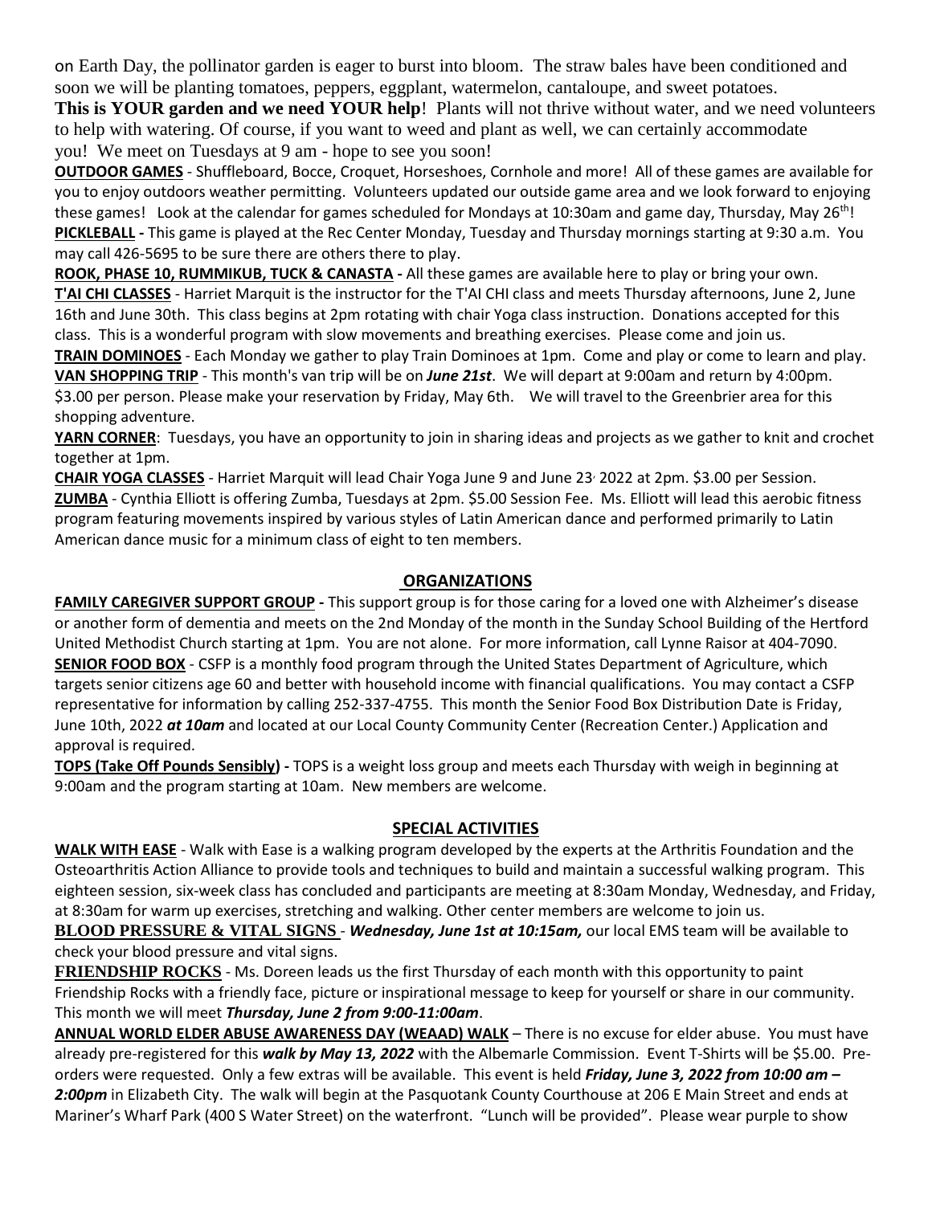on Earth Day, the pollinator garden is eager to burst into bloom. The straw bales have been conditioned and soon we will be planting tomatoes, peppers, eggplant, watermelon, cantaloupe, and sweet potatoes.

**This is YOUR garden and we need YOUR help**! Plants will not thrive without water, and we need volunteers to help with watering. Of course, if you want to weed and plant as well, we can certainly accommodate you! We meet on Tuesdays at 9 am - hope to see you soon!

**OUTDOOR GAMES** - Shuffleboard, Bocce, Croquet, Horseshoes, Cornhole and more! All of these games are available for you to enjoy outdoors weather permitting. Volunteers updated our outside game area and we look forward to enjoying these games! Look at the calendar for games scheduled for Mondays at 10:30am and game day, Thursday, May 26th!

**PICKLEBALL -** This game is played at the Rec Center Monday, Tuesday and Thursday mornings starting at 9:30 a.m. You may call 426-5695 to be sure there are others there to play.

**ROOK, PHASE 10, RUMMIKUB, TUCK & CANASTA -** All these games are available here to play or bring your own.

**T'AI CHI CLASSES** - Harriet Marquit is the instructor for the T'AI CHI class and meets Thursday afternoons, June 2, June 16th and June 30th. This class begins at 2pm rotating with chair Yoga class instruction. Donations accepted for this class. This is a wonderful program with slow movements and breathing exercises. Please come and join us.

**TRAIN DOMINOES** - Each Monday we gather to play Train Dominoes at 1pm. Come and play or come to learn and play.

**VAN SHOPPING TRIP** - This month's van trip will be on ***June 21st***. We will depart at 9:00am and return by 4:00pm. $3.00 per person. Please make your reservation by Friday, May 6th. We will travel to the Greenbrier area for this shopping adventure.

**YARN CORNER**: Tuesdays, you have an opportunity to join in sharing ideas and projects as we gather to knit and crochet together at 1pm.

**CHAIR YOGA CLASSES** - Harriet Marquit will lead Chair Yoga June 9 and June 23, 2022 at 2pm. $3.00 per Session.

**ZUMBA** - Cynthia Elliott is offering Zumba, Tuesdays at 2pm. $5.00 Session Fee. Ms. Elliott will lead this aerobic fitness program featuring movements inspired by various styles of Latin American dance and performed primarily to Latin American dance music for a minimum class of eight to ten members.

## ORGANIZATIONS

**FAMILY CAREGIVER SUPPORT GROUP -** This support group is for those caring for a loved one with Alzheimer's disease or another form of dementia and meets on the 2nd Monday of the month in the Sunday School Building of the Hertford United Methodist Church starting at 1pm. You are not alone. For more information, call Lynne Raisor at 404-7090.

**SENIOR FOOD BOX** - CSFP is a monthly food program through the United States Department of Agriculture, which targets senior citizens age 60 and better with household income with financial qualifications. You may contact a CSFP representative for information by calling 252-337-4755. This month the Senior Food Box Distribution Date is Friday, June 10th, 2022 ***at 10am*** and located at our Local County Community Center (Recreation Center.) Application and approval is required.

**TOPS (Take Off Pounds Sensibly) -** TOPS is a weight loss group and meets each Thursday with weigh in beginning at 9:00am and the program starting at 10am. New members are welcome.

## SPECIAL ACTIVITIES

**WALK WITH EASE** - Walk with Ease is a walking program developed by the experts at the Arthritis Foundation and the Osteoarthritis Action Alliance to provide tools and techniques to build and maintain a successful walking program. This eighteen session, six-week class has concluded and participants are meeting at 8:30am Monday, Wednesday, and Friday, at 8:30am for warm up exercises, stretching and walking. Other center members are welcome to join us.

**BLOOD PRESSURE & VITAL SIGNS** - ***Wednesday, June 1st at 10:15am,*** our local EMS team will be available to check your blood pressure and vital signs.

**FRIENDSHIP ROCKS** - Ms. Doreen leads us the first Thursday of each month with this opportunity to paint Friendship Rocks with a friendly face, picture or inspirational message to keep for yourself or share in our community. This month we will meet ***Thursday, June 2 from 9:00-11:00am***.

**ANNUAL WORLD ELDER ABUSE AWARENESS DAY (WEAAD) WALK** – There is no excuse for elder abuse. You must have already pre-registered for this ***walk by May 13, 2022*** with the Albemarle Commission. Event T-Shirts will be $5.00. Pre-orders were requested. Only a few extras will be available. This event is held ***Friday, June 3, 2022 from 10:00 am – 2:00pm*** in Elizabeth City. The walk will begin at the Pasquotank County Courthouse at 206 E Main Street and ends at Mariner's Wharf Park (400 S Water Street) on the waterfront. "Lunch will be provided". Please wear purple to show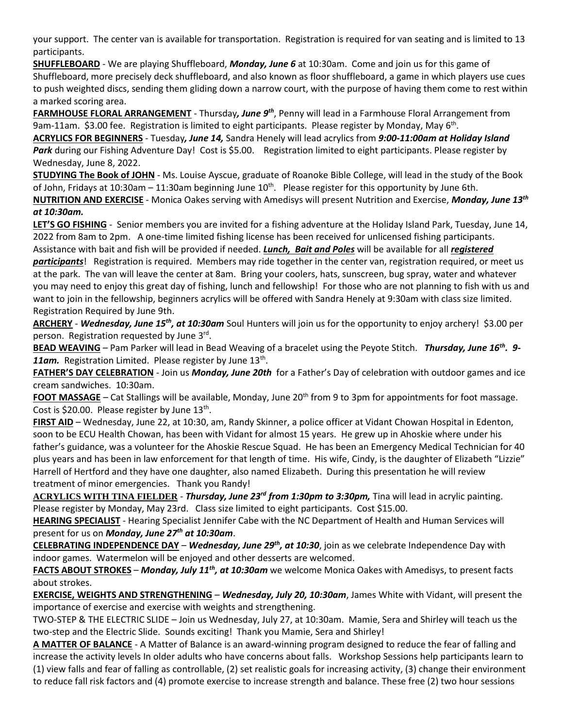your support. The center van is available for transportation. Registration is required for van seating and is limited to 13 participants.

**SHUFFLEBOARD** - We are playing Shuffleboard, ***Monday, June 6*** at 10:30am. Come and join us for this game of Shuffleboard, more precisely deck shuffleboard, and also known as floor shuffleboard, a game in which players use cues to push weighted discs, sending them gliding down a narrow court, with the purpose of having them come to rest within a marked scoring area.

**FARMHOUSE FLORAL ARRANGEMENT** - Thursday***, June 9th***, Penny will lead in a Farmhouse Floral Arrangement from 9am-11am. $3.00 fee. Registration is limited to eight participants. Please register by Monday, May 6th.

**ACRYLICS FOR BEGINNERS** - Tuesday***, June 14,*** Sandra Henely will lead acrylics from ***9:00-11:00am at Holiday Island Park*** during our Fishing Adventure Day! Cost is $5.00. Registration limited to eight participants. Please register by Wednesday, June 8, 2022.

**STUDYING The Book of JOHN** - Ms. Louise Ayscue, graduate of Roanoke Bible College, will lead in the study of the Book of John, Fridays at 10:30am – 11:30am beginning June 10th. Please register for this opportunity by June 6th.

**NUTRITION AND EXERCISE** - Monica Oakes serving with Amedisys will present Nutrition and Exercise, ***Monday, June 13th at 10:30am.***

**LET'S GO FISHING** - Senior members you are invited for a fishing adventure at the Holiday Island Park, Tuesday, June 14, 2022 from 8am to 2pm. A one-time limited fishing license has been received for unlicensed fishing participants. Assistance with bait and fish will be provided if needed. ***Lunch, Bait and Poles*** will be available for all ***registered participants***! Registration is required. Members may ride together in the center van, registration required, or meet us at the park. The van will leave the center at 8am. Bring your coolers, hats, sunscreen, bug spray, water and whatever you may need to enjoy this great day of fishing, lunch and fellowship! For those who are not planning to fish with us and want to join in the fellowship, beginners acrylics will be offered with Sandra Henely at 9:30am with class size limited. Registration Required by June 9th.

**ARCHERY** - ***Wednesday, June 15th, at 10:30am*** Soul Hunters will join us for the opportunity to enjoy archery! $3.00 per person. Registration requested by June 3rd.

**BEAD WEAVING** – Pam Parker will lead in Bead Weaving of a bracelet using the Peyote Stitch. ***Thursday, June 16th. 9-11am.*** Registration Limited. Please register by June 13th.

**FATHER'S DAY CELEBRATION** - Join us ***Monday, June 20th*** for a Father's Day of celebration with outdoor games and ice cream sandwiches. 10:30am.

**FOOT MASSAGE** – Cat Stallings will be available, Monday, June 20th from 9 to 3pm for appointments for foot massage. Cost is $20.00. Please register by June 13th.

**FIRST AID** – Wednesday, June 22, at 10:30, am, Randy Skinner, a police officer at Vidant Chowan Hospital in Edenton, soon to be ECU Health Chowan, has been with Vidant for almost 15 years. He grew up in Ahoskie where under his father's guidance, was a volunteer for the Ahoskie Rescue Squad. He has been an Emergency Medical Technician for 40 plus years and has been in law enforcement for that length of time. His wife, Cindy, is the daughter of Elizabeth "Lizzie" Harrell of Hertford and they have one daughter, also named Elizabeth. During this presentation he will review treatment of minor emergencies. Thank you Randy!

**ACRYLICS WITH TINA FIELDER** - ***Thursday, June 23rd from 1:30pm to 3:30pm,*** Tina will lead in acrylic painting. Please register by Monday, May 23rd. Class size limited to eight participants. Cost $15.00.

**HEARING SPECIALIST** - Hearing Specialist Jennifer Cabe with the NC Department of Health and Human Services will present for us on ***Monday, June 27th at 10:30am***.

**CELEBRATING INDEPENDENCE DAY** – ***Wednesday, June 29th, at 10:30***, join as we celebrate Independence Day with indoor games. Watermelon will be enjoyed and other desserts are welcomed.

**FACTS ABOUT STROKES** – ***Monday, July 11th, at 10:30am*** we welcome Monica Oakes with Amedisys, to present facts about strokes.

**EXERCISE, WEIGHTS AND STRENGTHENING** – ***Wednesday, July 20, 10:30am***, James White with Vidant, will present the importance of exercise and exercise with weights and strengthening.

TWO-STEP & THE ELECTRIC SLIDE – Join us Wednesday, July 27, at 10:30am. Mamie, Sera and Shirley will teach us the two-step and the Electric Slide. Sounds exciting! Thank you Mamie, Sera and Shirley!

**A MATTER OF BALANCE** - A Matter of Balance is an award-winning program designed to reduce the fear of falling and increase the activity levels In older adults who have concerns about falls. Workshop Sessions help participants learn to (1) view falls and fear of falling as controllable, (2) set realistic goals for increasing activity, (3) change their environment to reduce fall risk factors and (4) promote exercise to increase strength and balance. These free (2) two hour sessions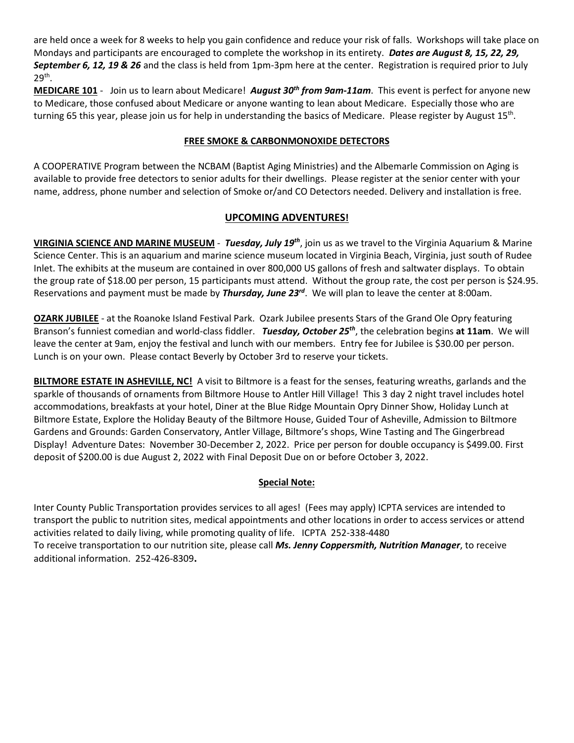are held once a week for 8 weeks to help you gain confidence and reduce your risk of falls. Workshops will take place on Mondays and participants are encouraged to complete the workshop in its entirety. ***Dates are August 8, 15, 22, 29, September 6, 12, 19 & 26*** and the class is held from 1pm-3pm here at the center. Registration is required prior to July 29th.

**MEDICARE 101** - Join us to learn about Medicare! ***August 30th from 9am-11am***. This event is perfect for anyone new to Medicare, those confused about Medicare or anyone wanting to lean about Medicare. Especially those who are turning 65 this year, please join us for help in understanding the basics of Medicare. Please register by August 15th.

## FREE SMOKE & CARBONMONOXIDE DETECTORS

A COOPERATIVE Program between the NCBAM (Baptist Aging Ministries) and the Albemarle Commission on Aging is available to provide free detectors to senior adults for their dwellings. Please register at the senior center with your name, address, phone number and selection of Smoke or/and CO Detectors needed. Delivery and installation is free.

## UPCOMING ADVENTURES!

**VIRGINIA SCIENCE AND MARINE MUSEUM** - ***Tuesday, July 19th***, join us as we travel to the Virginia Aquarium & Marine Science Center. This is an aquarium and marine science museum located in Virginia Beach, Virginia, just south of Rudee Inlet. The exhibits at the museum are contained in over 800,000 US gallons of fresh and saltwater displays. To obtain the group rate of $18.00 per person, 15 participants must attend. Without the group rate, the cost per person is $24.95. Reservations and payment must be made by ***Thursday, June 23rd***. We will plan to leave the center at 8:00am.

**OZARK JUBILEE** - at the Roanoke Island Festival Park. Ozark Jubilee presents Stars of the Grand Ole Opry featuring Branson's funniest comedian and world-class fiddler. ***Tuesday, October 25th***, the celebration begins **at 11am**. We will leave the center at 9am, enjoy the festival and lunch with our members. Entry fee for Jubilee is $30.00 per person. Lunch is on your own. Please contact Beverly by October 3rd to reserve your tickets.

**BILTMORE ESTATE IN ASHEVILLE, NC!** A visit to Biltmore is a feast for the senses, featuring wreaths, garlands and the sparkle of thousands of ornaments from Biltmore House to Antler Hill Village! This 3 day 2 night travel includes hotel accommodations, breakfasts at your hotel, Diner at the Blue Ridge Mountain Opry Dinner Show, Holiday Lunch at Biltmore Estate, Explore the Holiday Beauty of the Biltmore House, Guided Tour of Asheville, Admission to Biltmore Gardens and Grounds: Garden Conservatory, Antler Village, Biltmore's shops, Wine Tasting and The Gingerbread Display! Adventure Dates: November 30-December 2, 2022. Price per person for double occupancy is $499.00. First deposit of $200.00 is due August 2, 2022 with Final Deposit Due on or before October 3, 2022.

## Special Note:

Inter County Public Transportation provides services to all ages! (Fees may apply) ICPTA services are intended to transport the public to nutrition sites, medical appointments and other locations in order to access services or attend activities related to daily living, while promoting quality of life. ICPTA 252-338-4480
To receive transportation to our nutrition site, please call ***Ms. Jenny Coppersmith, Nutrition Manager***, to receive additional information. 252-426-8309**.**